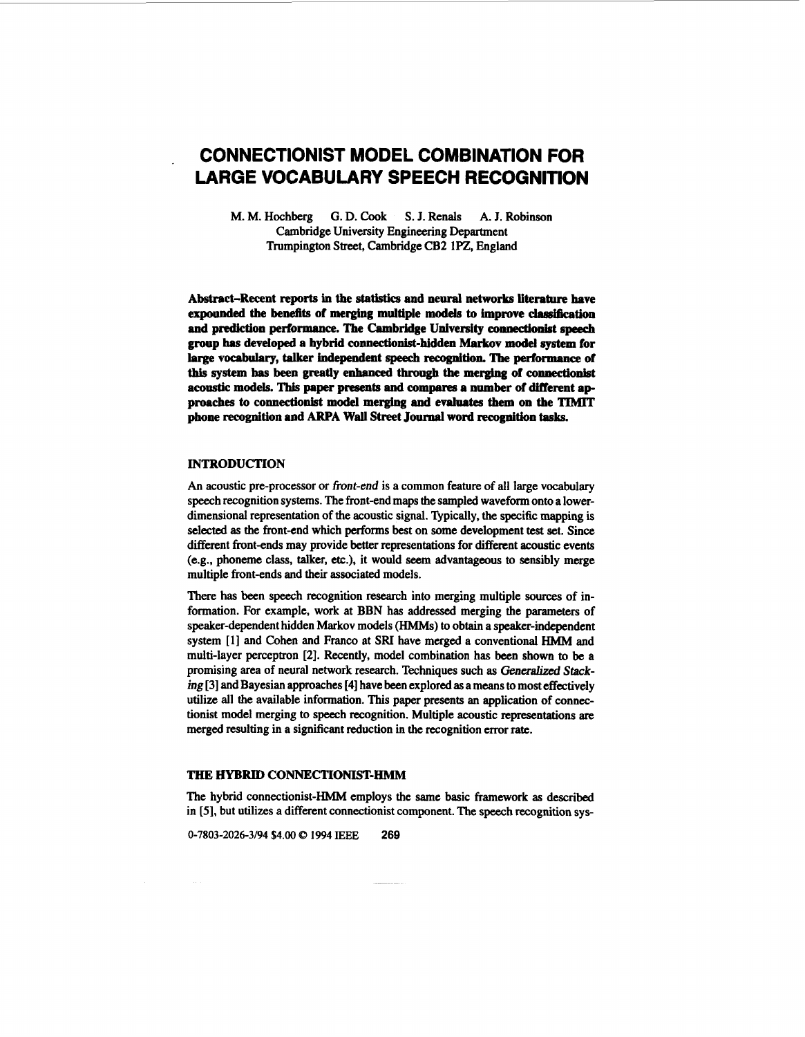# CONNECTIONIST MODEL COMBINATION FOR LARGE VOCABULARY SPEECH RECOGNITION

M. M. Hochberg  G. D. Cook  S. J. Renals  A. J. Robinson
Cambridge University Engineering Department
Trumpington Street, Cambridge CB2 1PZ, England

**Abstract–Recent reports in the statistics and neural networks literature have expounded the benefits of merging multiple models to improve classification and prediction performance. The Cambridge University connectionist speech group has developed a hybrid connectionist-hidden Markov model system for large vocabulary, talker independent speech recognition. The performance of this system has been greatly enhanced through the merging of connectionist acoustic models. This paper presents and compares a number of different approaches to connectionist model merging and evaluates them on the TIMIT phone recognition and ARPA Wall Street Journal word recognition tasks.**

## INTRODUCTION

An acoustic pre-processor or *front-end* is a common feature of all large vocabulary speech recognition systems. The front-end maps the sampled waveform onto a lower-dimensional representation of the acoustic signal. Typically, the specific mapping is selected as the front-end which performs best on some development test set. Since different front-ends may provide better representations for different acoustic events (e.g., phoneme class, talker, etc.), it would seem advantageous to sensibly merge multiple front-ends and their associated models.

There has been speech recognition research into merging multiple sources of information. For example, work at BBN has addressed merging the parameters of speaker-dependent hidden Markov models (HMMs) to obtain a speaker-independent system [1] and Cohen and Franco at SRI have merged a conventional HMM and multi-layer perceptron [2]. Recently, model combination has been shown to be a promising area of neural network research. Techniques such as *Generalized Stacking* [3] and Bayesian approaches [4] have been explored as a means to most effectively utilize all the available information. This paper presents an application of connectionist model merging to speech recognition. Multiple acoustic representations are merged resulting in a significant reduction in the recognition error rate.

## THE HYBRID CONNECTIONIST-HMM

The hybrid connectionist-HMM employs the same basic framework as described in [5], but utilizes a different connectionist component. The speech recognition sys-

0-7803-2026-3/94 $4.00 © 1994 IEEE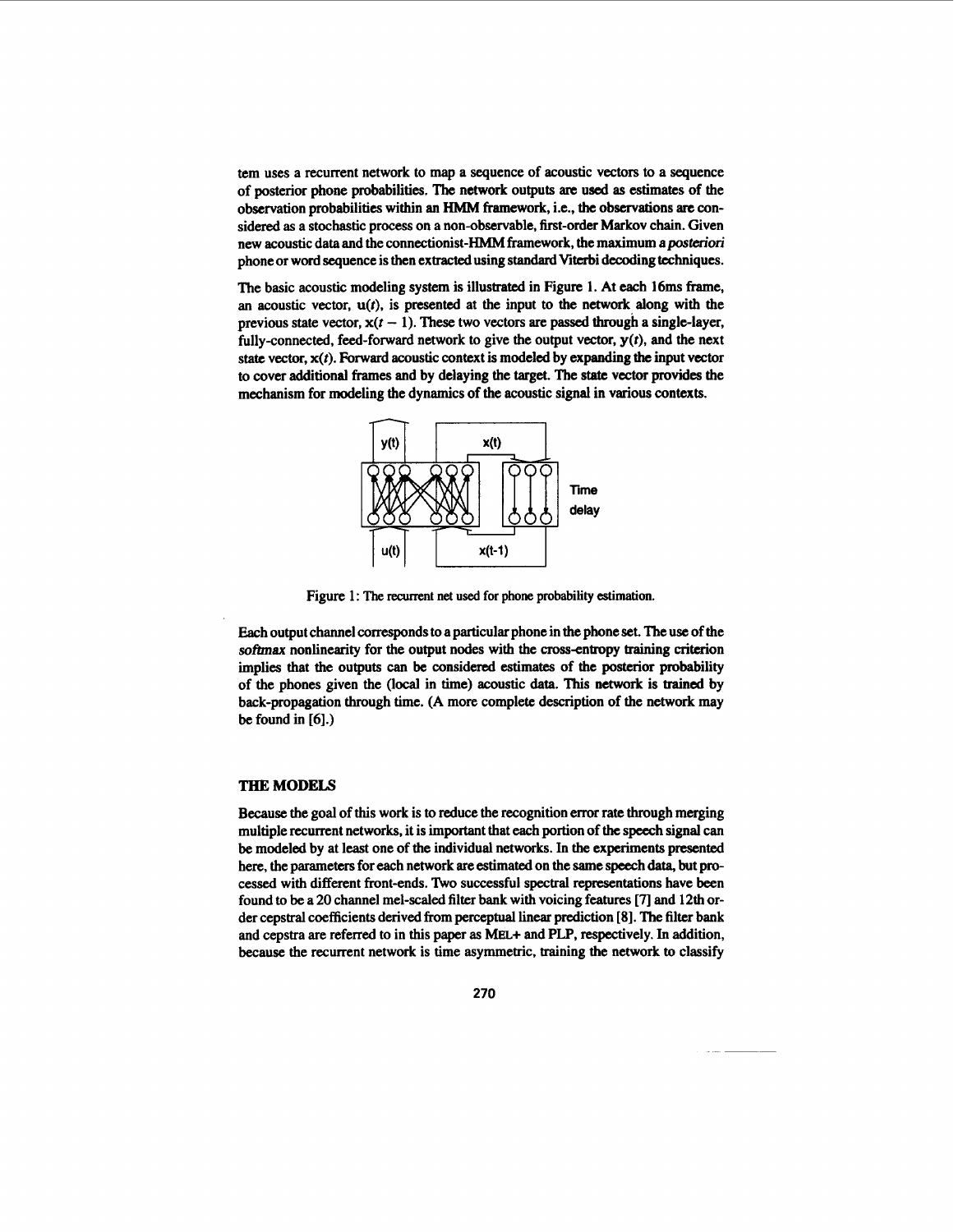tem uses a recurrent network to map a sequence of acoustic vectors to a sequence of posterior phone probabilities. The network outputs are used as estimates of the observation probabilities within an HMM framework, i.e., the observations are considered as a stochastic process on a non-observable, first-order Markov chain. Given new acoustic data and the connectionist-HMM framework, the maximum *a posteriori* phone or word sequence is then extracted using standard Viterbi decoding techniques.

The basic acoustic modeling system is illustrated in Figure 1. At each 16ms frame, an acoustic vector, $\mathbf{u}(t)$, is presented at the input to the network along with the previous state vector, $\mathbf{x}(t-1)$. These two vectors are passed through a single-layer, fully-connected, feed-forward network to give the output vector, $\mathbf{y}(t)$, and the next state vector, $\mathbf{x}(t)$. Forward acoustic context is modeled by expanding the input vector to cover additional frames and by delaying the target. The state vector provides the mechanism for modeling the dynamics of the acoustic signal in various contexts.

Figure 1: The recurrent net used for phone probability estimation.

Each output channel corresponds to a particular phone in the phone set. The use of the *softmax* nonlinearity for the output nodes with the cross-entropy training criterion implies that the outputs can be considered estimates of the posterior probability of the phones given the (local in time) acoustic data. This network is trained by back-propagation through time. (A more complete description of the network may be found in [6].)

## THE MODELS

Because the goal of this work is to reduce the recognition error rate through merging multiple recurrent networks, it is important that each portion of the speech signal can be modeled by at least one of the individual networks. In the experiments presented here, the parameters for each network are estimated on the same speech data, but processed with different front-ends. Two successful spectral representations have been found to be a 20 channel mel-scaled filter bank with voicing features [7] and 12th order cepstral coefficients derived from perceptual linear prediction [8]. The filter bank and cepstra are referred to in this paper as MEL+ and PLP, respectively. In addition, because the recurrent network is time asymmetric, training the network to classify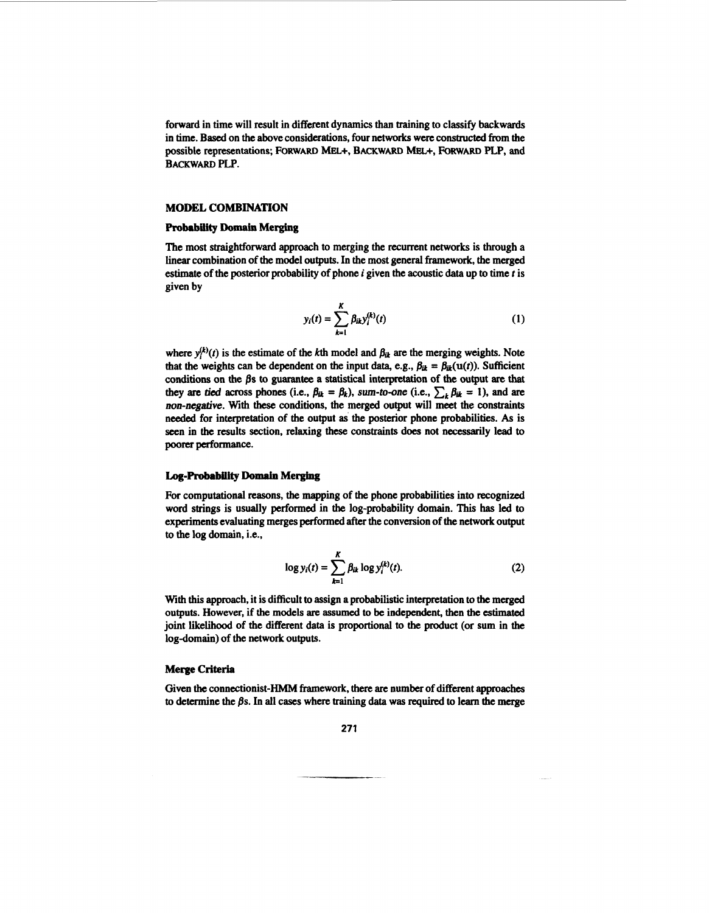forward in time will result in different dynamics than training to classify backwards in time. Based on the above considerations, four networks were constructed from the possible representations; FORWARD MEL+, BACKWARD MEL+, FORWARD PLP, and BACKWARD PLP.

## MODEL COMBINATION

### Probability Domain Merging

The most straightforward approach to merging the recurrent networks is through a linear combination of the model outputs. In the most general framework, the merged estimate of the posterior probability of phone $i$ given the acoustic data up to time $t$ is given by

$$y_i(t) = \sum_{k=1}^{K} \beta_{ik} y_i^{(k)}(t) \tag{1}$$

where $y_i^{(k)}(t)$ is the estimate of the $k$th model and $\beta_{ik}$ are the merging weights. Note that the weights can be dependent on the input data, e.g., $\beta_{ik} = \beta_{ik}(\mathbf{u}(t))$. Sufficient conditions on the $\beta$s to guarantee a statistical interpretation of the output are that they are *tied* across phones (i.e., $\beta_{ik} = \beta_k$), *sum-to-one* (i.e., $\sum_k \beta_{ik} = 1$), and are *non-negative*. With these conditions, the merged output will meet the constraints needed for interpretation of the output as the posterior phone probabilities. As is seen in the results section, relaxing these constraints does not necessarily lead to poorer performance.

### Log-Probability Domain Merging

For computational reasons, the mapping of the phone probabilities into recognized word strings is usually performed in the log-probability domain. This has led to experiments evaluating merges performed after the conversion of the network output to the log domain, i.e.,

$$\log y_i(t) = \sum_{k=1}^{K} \beta_{ik} \log y_i^{(k)}(t). \tag{2}$$

With this approach, it is difficult to assign a probabilistic interpretation to the merged outputs. However, if the models are assumed to be independent, then the estimated joint likelihood of the different data is proportional to the product (or sum in the log-domain) of the network outputs.

### Merge Criteria

Given the connectionist-HMM framework, there are number of different approaches to determine the $\beta$s. In all cases where training data was required to learn the merge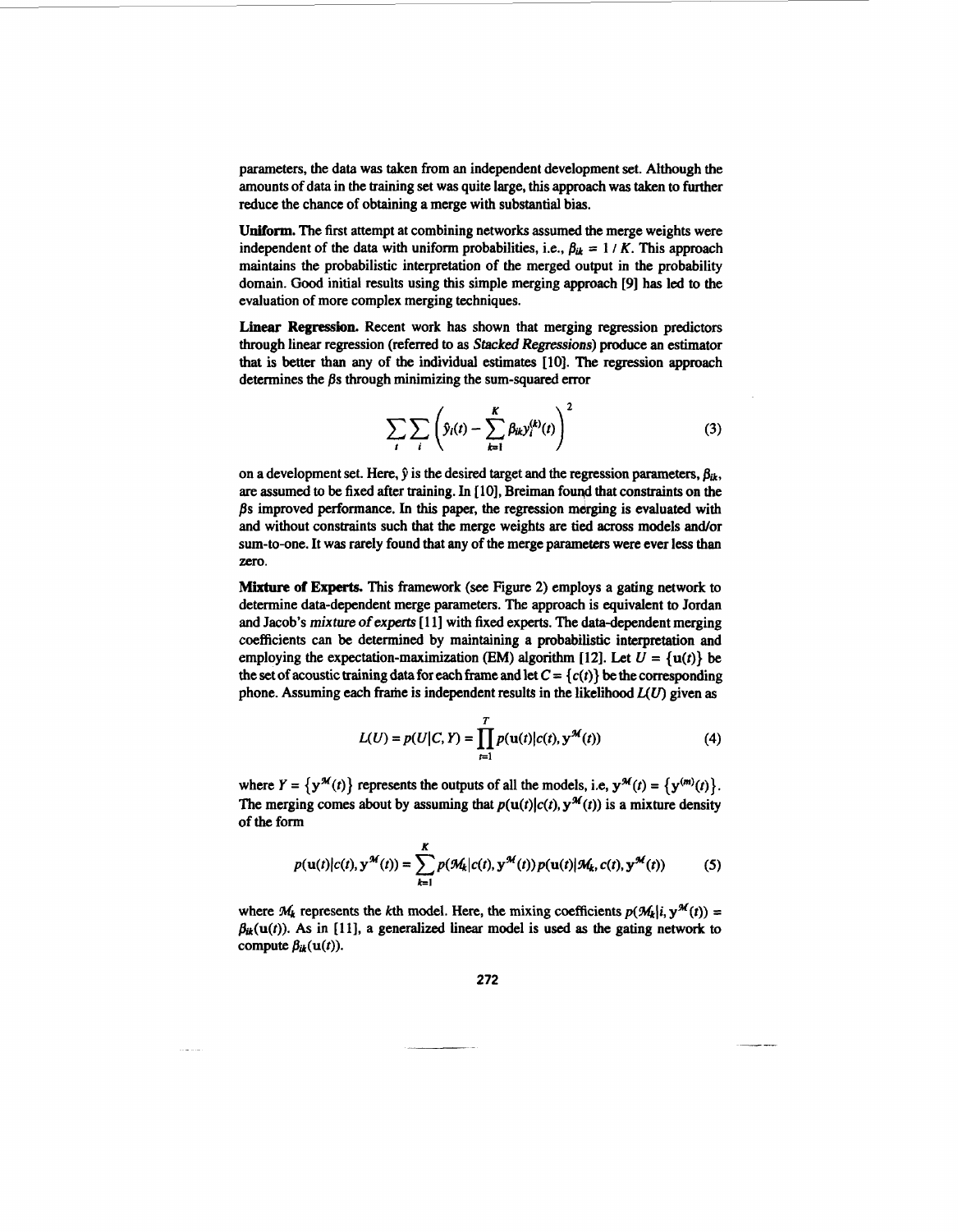parameters, the data was taken from an independent development set. Although the amounts of data in the training set was quite large, this approach was taken to further reduce the chance of obtaining a merge with substantial bias.

**Uniform.** The first attempt at combining networks assumed the merge weights were independent of the data with uniform probabilities, i.e., $\beta_{ik} = 1/K$. This approach maintains the probabilistic interpretation of the merged output in the probability domain. Good initial results using this simple merging approach [9] has led to the evaluation of more complex merging techniques.

**Linear Regression.** Recent work has shown that merging regression predictors through linear regression (referred to as *Stacked Regressions*) produce an estimator that is better than any of the individual estimates [10]. The regression approach determines the $\beta$s through minimizing the sum-squared error

$$\sum_t \sum_i \left( \hat{y}_i(t) - \sum_{k=1}^{K} \beta_{ik} y_i^{(k)}(t) \right)^2 \qquad (3)$$

on a development set. Here, $\hat{y}$ is the desired target and the regression parameters, $\beta_{ik}$, are assumed to be fixed after training. In [10], Breiman found that constraints on the $\beta$s improved performance. In this paper, the regression merging is evaluated with and without constraints such that the merge weights are tied across models and/or sum-to-one. It was rarely found that any of the merge parameters were ever less than zero.

**Mixture of Experts.** This framework (see Figure 2) employs a gating network to determine data-dependent merge parameters. The approach is equivalent to Jordan and Jacob's *mixture of experts* [11] with fixed experts. The data-dependent merging coefficients can be determined by maintaining a probabilistic interpretation and employing the expectation-maximization (EM) algorithm [12]. Let $U = \{\mathbf{u}(t)\}$ be the set of acoustic training data for each frame and let $C = \{c(t)\}$ be the corresponding phone. Assuming each frame is independent results in the likelihood $L(U)$ given as

$$L(U) = p(U|C, Y) = \prod_{t=1}^{T} p(\mathbf{u}(t)|c(t), \mathbf{y}^{\mathcal{M}}(t)) \qquad (4)$$

where $Y = \{\mathbf{y}^{\mathcal{M}}(t)\}$ represents the outputs of all the models, i.e, $\mathbf{y}^{\mathcal{M}}(t) = \{\mathbf{y}^{(m)}(t)\}$. The merging comes about by assuming that $p(\mathbf{u}(t)|c(t), \mathbf{y}^{\mathcal{M}}(t))$ is a mixture density of the form

$$p(\mathbf{u}(t)|c(t), \mathbf{y}^{\mathcal{M}}(t)) = \sum_{k=1}^{K} p(\mathcal{M}_k|c(t), \mathbf{y}^{\mathcal{M}}(t))\, p(\mathbf{u}(t)|\mathcal{M}_k, c(t), \mathbf{y}^{\mathcal{M}}(t)) \qquad (5)$$

where $\mathcal{M}_k$ represents the $k$th model. Here, the mixing coefficients $p(\mathcal{M}_k|i, \mathbf{y}^{\mathcal{M}}(t)) = \beta_{ik}(\mathbf{u}(t))$. As in [11], a generalized linear model is used as the gating network to compute $\beta_{ik}(\mathbf{u}(t))$.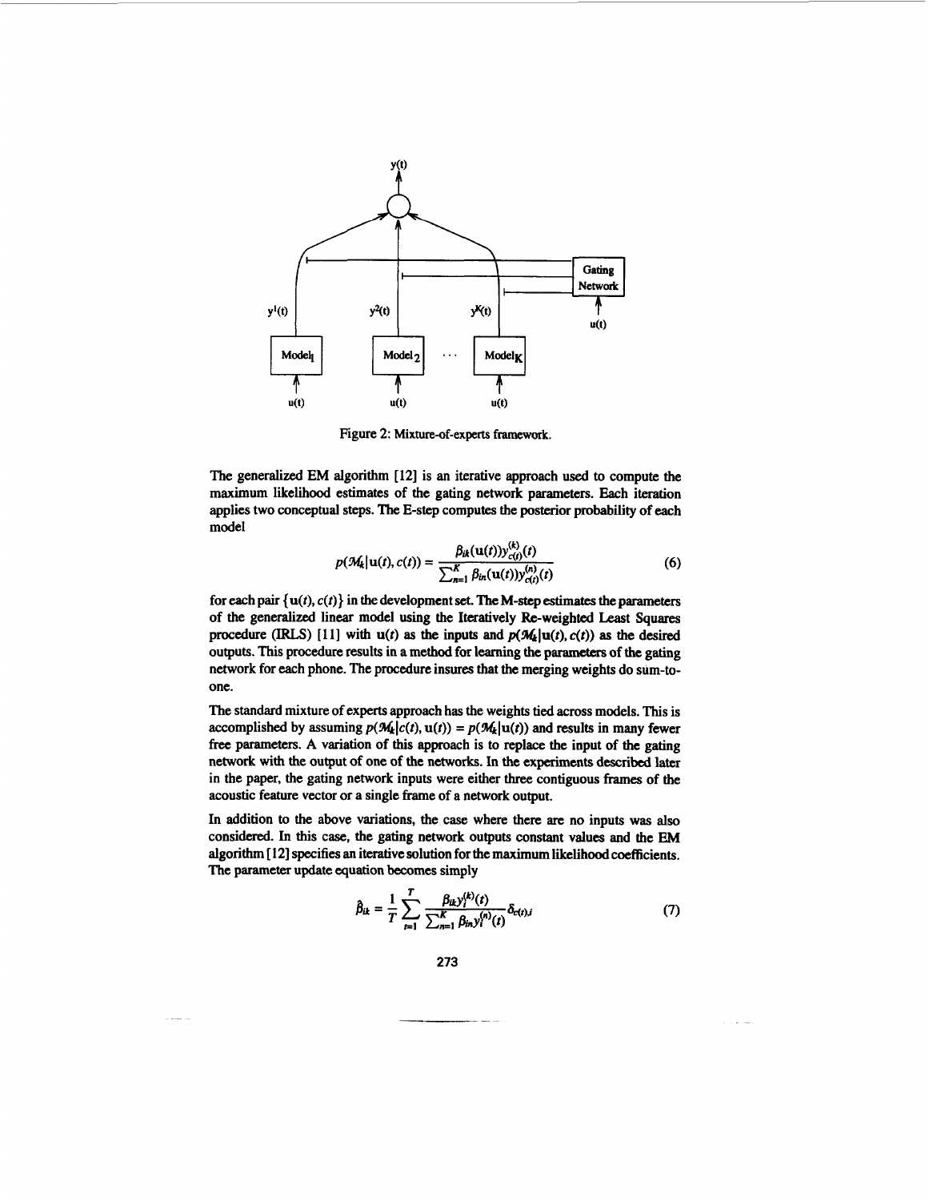Figure 2: Mixture-of-experts framework.

The generalized EM algorithm [12] is an iterative approach used to compute the maximum likelihood estimates of the gating network parameters. Each iteration applies two conceptual steps. The E-step computes the posterior probability of each model

$$p(\mathcal{M}_k|\mathbf{u}(t), c(t)) = \frac{\beta_{ik}(\mathbf{u}(t))y^{(k)}_{c(t)}(t)}{\sum_{n=1}^{K}\beta_{in}(\mathbf{u}(t))y^{(n)}_{c(t)}(t)} \tag{6}$$

for each pair $\{\mathbf{u}(t), c(t)\}$ in the development set. The M-step estimates the parameters of the generalized linear model using the Iteratively Re-weighted Least Squares procedure (IRLS) [11] with $\mathbf{u}(t)$ as the inputs and $p(\mathcal{M}_k|\mathbf{u}(t), c(t))$ as the desired outputs. This procedure results in a method for learning the parameters of the gating network for each phone. The procedure insures that the merging weights do sum-to-one.

The standard mixture of experts approach has the weights tied across models. This is accomplished by assuming $p(\mathcal{M}_k|c(t), \mathbf{u}(t)) = p(\mathcal{M}_k|\mathbf{u}(t))$ and results in many fewer free parameters. A variation of this approach is to replace the input of the gating network with the output of one of the networks. In the experiments described later in the paper, the gating network inputs were either three contiguous frames of the acoustic feature vector or a single frame of a network output.

In addition to the above variations, the case where there are no inputs was also considered. In this case, the gating network outputs constant values and the EM algorithm [12] specifies an iterative solution for the maximum likelihood coefficients. The parameter update equation becomes simply

$$\hat{\beta}_{ik} = \frac{1}{T}\sum_{t=1}^{T}\frac{\beta_{ik}y^{(k)}_i(t)}{\sum_{n=1}^{K}\beta_{in}y^{(n)}_i(t)}\delta_{c(t),i} \tag{7}$$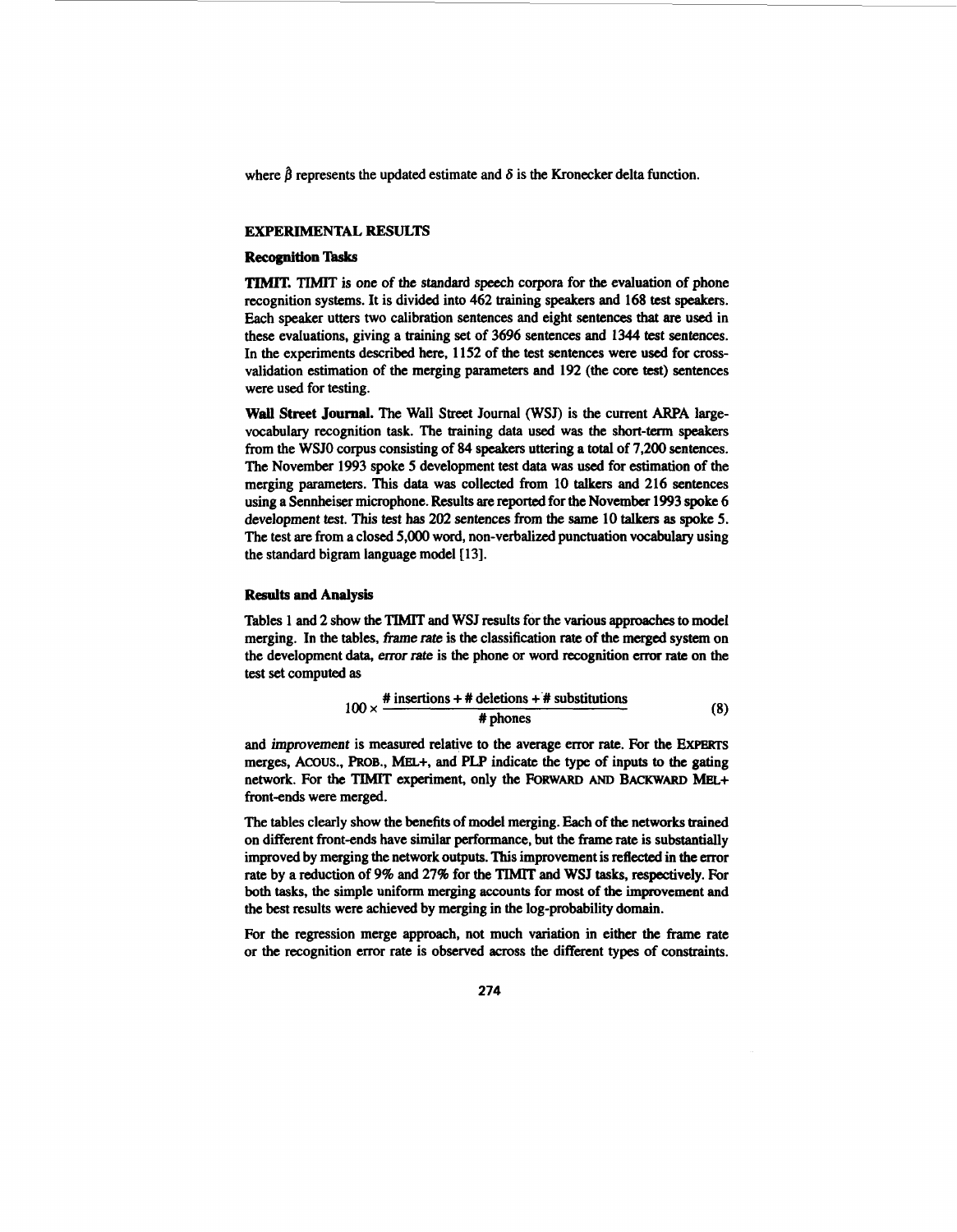where $\hat{\beta}$ represents the updated estimate and $\delta$ is the Kronecker delta function.

## EXPERIMENTAL RESULTS

### Recognition Tasks

**TIMIT.** TIMIT is one of the standard speech corpora for the evaluation of phone recognition systems. It is divided into 462 training speakers and 168 test speakers. Each speaker utters two calibration sentences and eight sentences that are used in these evaluations, giving a training set of 3696 sentences and 1344 test sentences. In the experiments described here, 1152 of the test sentences were used for cross-validation estimation of the merging parameters and 192 (the core test) sentences were used for testing.

**Wall Street Journal.** The Wall Street Journal (WSJ) is the current ARPA large-vocabulary recognition task. The training data used was the short-term speakers from the WSJ0 corpus consisting of 84 speakers uttering a total of 7,200 sentences. The November 1993 spoke 5 development test data was used for estimation of the merging parameters. This data was collected from 10 talkers and 216 sentences using a Sennheiser microphone. Results are reported for the November 1993 spoke 6 development test. This test has 202 sentences from the same 10 talkers as spoke 5. The test are from a closed 5,000 word, non-verbalized punctuation vocabulary using the standard bigram language model [13].

### Results and Analysis

Tables 1 and 2 show the TIMIT and WSJ results for the various approaches to model merging. In the tables, *frame rate* is the classification rate of the merged system on the development data, *error rate* is the phone or word recognition error rate on the test set computed as

$$100 \times \frac{\text{\# insertions} + \text{\# deletions} + \text{\# substitutions}}{\text{\# phones}} \tag{8}$$

and *improvement* is measured relative to the average error rate. For the EXPERTS merges, ACOUS., PROB., MEL+, and PLP indicate the type of inputs to the gating network. For the TIMIT experiment, only the FORWARD AND BACKWARD MEL+ front-ends were merged.

The tables clearly show the benefits of model merging. Each of the networks trained on different front-ends have similar performance, but the frame rate is substantially improved by merging the network outputs. This improvement is reflected in the error rate by a reduction of 9% and 27% for the TIMIT and WSJ tasks, respectively. For both tasks, the simple uniform merging accounts for most of the improvement and the best results were achieved by merging in the log-probability domain.

For the regression merge approach, not much variation in either the frame rate or the recognition error rate is observed across the different types of constraints.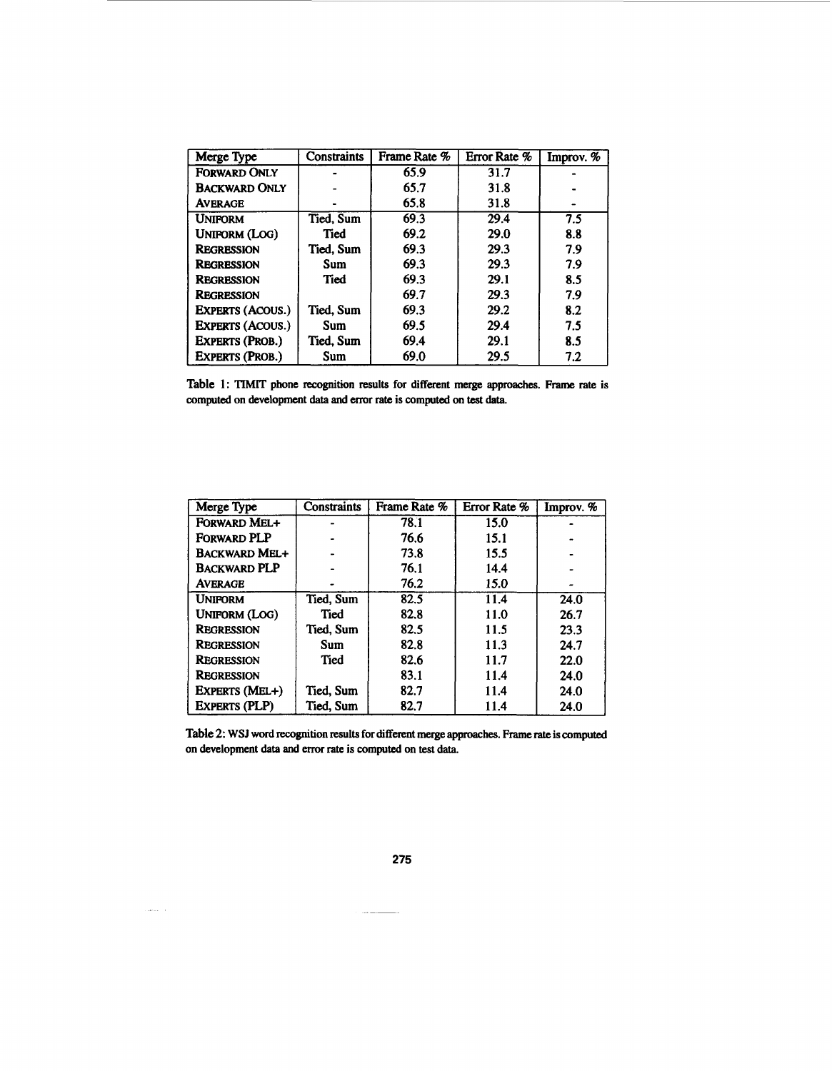| Merge Type | Constraints | Frame Rate % | Error Rate % | Improv. % |
|---|---|---|---|---|
| FORWARD ONLY | - | 65.9 | 31.7 | - |
| BACKWARD ONLY | - | 65.7 | 31.8 | - |
| AVERAGE | - | 65.8 | 31.8 | - |
| UNIFORM | Tied, Sum | 69.3 | 29.4 | 7.5 |
| UNIFORM (LOG) | Tied | 69.2 | 29.0 | 8.8 |
| REGRESSION | Tied, Sum | 69.3 | 29.3 | 7.9 |
| REGRESSION | Sum | 69.3 | 29.3 | 7.9 |
| REGRESSION | Tied | 69.3 | 29.1 | 8.5 |
| REGRESSION | | 69.7 | 29.3 | 7.9 |
| EXPERTS (ACOUS.) | Tied, Sum | 69.3 | 29.2 | 8.2 |
| EXPERTS (ACOUS.) | Sum | 69.5 | 29.4 | 7.5 |
| EXPERTS (PROB.) | Tied, Sum | 69.4 | 29.1 | 8.5 |
| EXPERTS (PROB.) | Sum | 69.0 | 29.5 | 7.2 |

**Table 1: TIMIT phone recognition results for different merge approaches. Frame rate is computed on development data and error rate is computed on test data.**

| Merge Type | Constraints | Frame Rate % | Error Rate % | Improv. % |
|---|---|---|---|---|
| FORWARD MEL+ | - | 78.1 | 15.0 | - |
| FORWARD PLP | - | 76.6 | 15.1 | - |
| BACKWARD MEL+ | - | 73.8 | 15.5 | - |
| BACKWARD PLP | - | 76.1 | 14.4 | - |
| AVERAGE | - | 76.2 | 15.0 | - |
| UNIFORM | Tied, Sum | 82.5 | 11.4 | 24.0 |
| UNIFORM (LOG) | Tied | 82.8 | 11.0 | 26.7 |
| REGRESSION | Tied, Sum | 82.5 | 11.5 | 23.3 |
| REGRESSION | Sum | 82.8 | 11.3 | 24.7 |
| REGRESSION | Tied | 82.6 | 11.7 | 22.0 |
| REGRESSION | | 83.1 | 11.4 | 24.0 |
| EXPERTS (MEL+) | Tied, Sum | 82.7 | 11.4 | 24.0 |
| EXPERTS (PLP) | Tied, Sum | 82.7 | 11.4 | 24.0 |

**Table 2: WSJ word recognition results for different merge approaches. Frame rate is computed on development data and error rate is computed on test data.**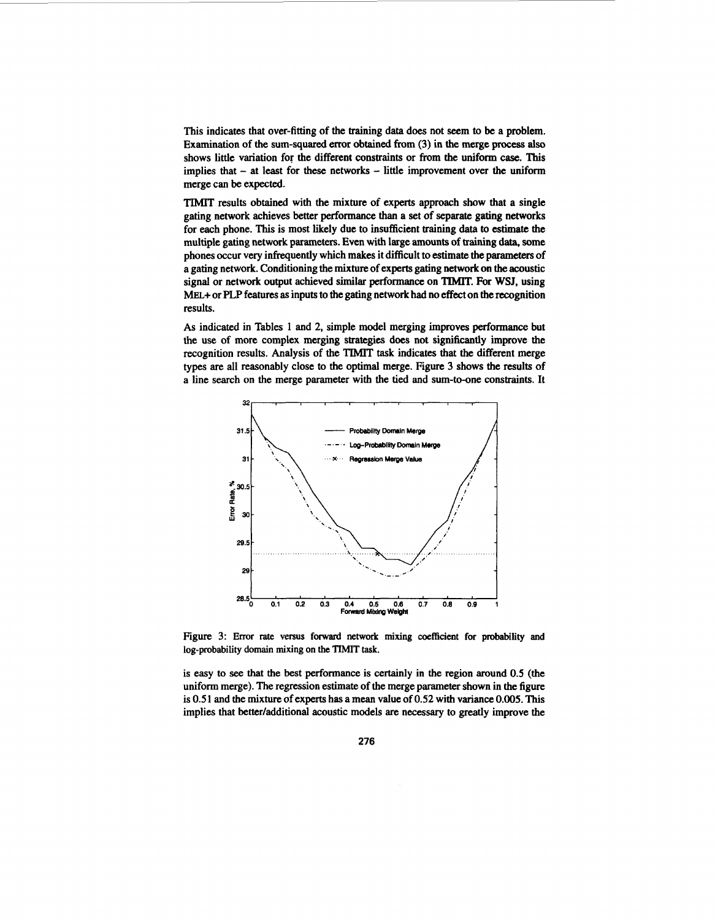This indicates that over-fitting of the training data does not seem to be a problem. Examination of the sum-squared error obtained from (3) in the merge process also shows little variation for the different constraints or from the uniform case. This implies that – at least for these networks – little improvement over the uniform merge can be expected.

TIMIT results obtained with the mixture of experts approach show that a single gating network achieves better performance than a set of separate gating networks for each phone. This is most likely due to insufficient training data to estimate the multiple gating network parameters. Even with large amounts of training data, some phones occur very infrequently which makes it difficult to estimate the parameters of a gating network. Conditioning the mixture of experts gating network on the acoustic signal or network output achieved similar performance on TIMIT. For WSJ, using MEL+ or PLP features as inputs to the gating network had no effect on the recognition results.

As indicated in Tables 1 and 2, simple model merging improves performance but the use of more complex merging strategies does not significantly improve the recognition results. Analysis of the TIMIT task indicates that the different merge types are all reasonably close to the optimal merge. Figure 3 shows the results of a line search on the merge parameter with the tied and sum-to-one constraints. It

Figure 3: Error rate versus forward network mixing coefficient for probability and log-probability domain mixing on the TIMIT task.

is easy to see that the best performance is certainly in the region around 0.5 (the uniform merge). The regression estimate of the merge parameter shown in the figure is 0.51 and the mixture of experts has a mean value of 0.52 with variance 0.005. This implies that better/additional acoustic models are necessary to greatly improve the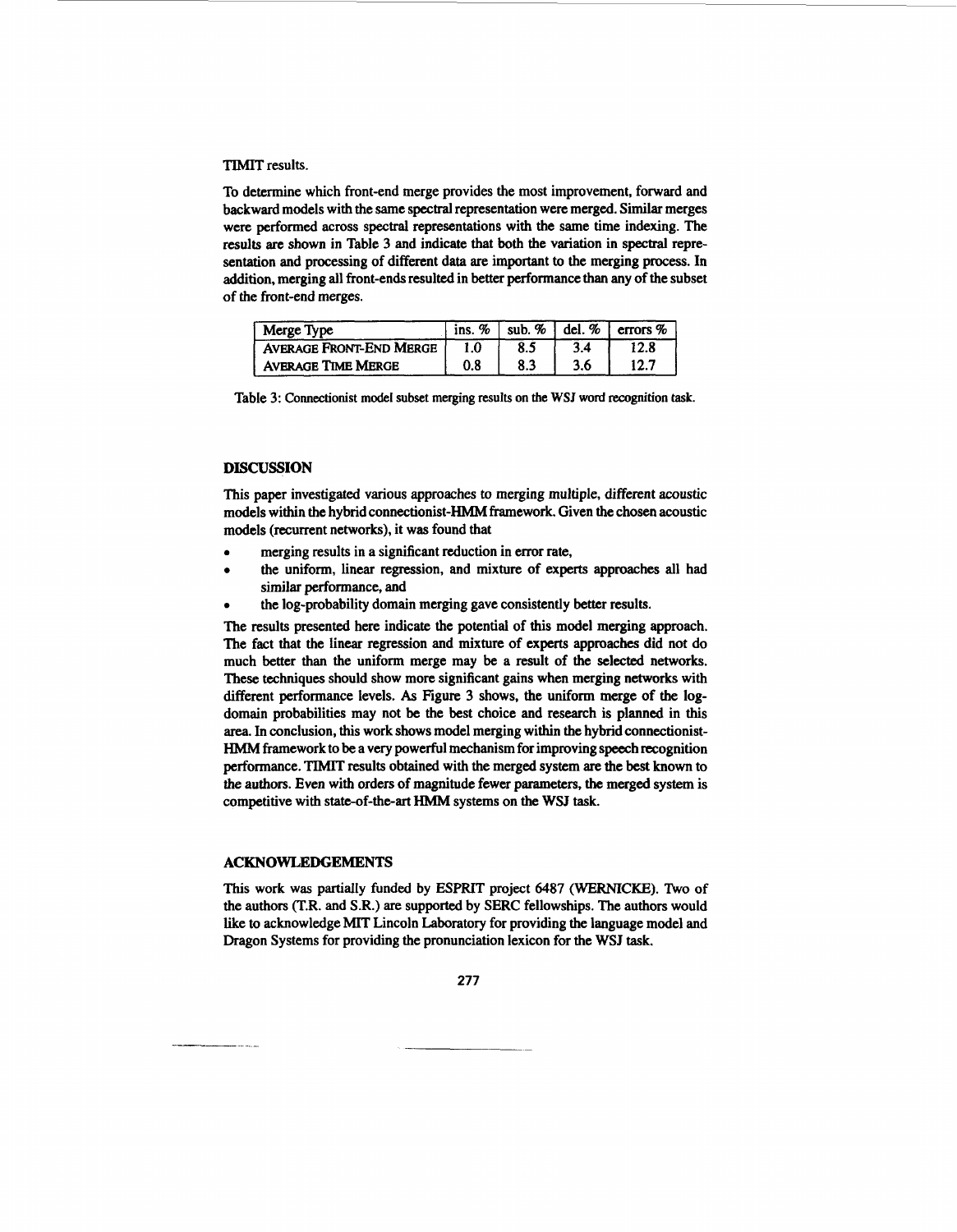TIMIT results.

To determine which front-end merge provides the most improvement, forward and backward models with the same spectral representation were merged. Similar merges were performed across spectral representations with the same time indexing. The results are shown in Table 3 and indicate that both the variation in spectral representation and processing of different data are important to the merging process. In addition, merging all front-ends resulted in better performance than any of the subset of the front-end merges.

| Merge Type | ins. % | sub. % | del. % | errors % |
|---|---|---|---|---|
| AVERAGE FRONT-END MERGE | 1.0 | 8.5 | 3.4 | 12.8 |
| AVERAGE TIME MERGE | 0.8 | 8.3 | 3.6 | 12.7 |

Table 3: Connectionist model subset merging results on the WSJ word recognition task.

## DISCUSSION

This paper investigated various approaches to merging multiple, different acoustic models within the hybrid connectionist-HMM framework. Given the chosen acoustic models (recurrent networks), it was found that

- merging results in a significant reduction in error rate,
- the uniform, linear regression, and mixture of experts approaches all had similar performance, and
- the log-probability domain merging gave consistently better results.

The results presented here indicate the potential of this model merging approach. The fact that the linear regression and mixture of experts approaches did not do much better than the uniform merge may be a result of the selected networks. These techniques should show more significant gains when merging networks with different performance levels. As Figure 3 shows, the uniform merge of the log-domain probabilities may not be the best choice and research is planned in this area. In conclusion, this work shows model merging within the hybrid connectionist-HMM framework to be a very powerful mechanism for improving speech recognition performance. TIMIT results obtained with the merged system are the best known to the authors. Even with orders of magnitude fewer parameters, the merged system is competitive with state-of-the-art HMM systems on the WSJ task.

## ACKNOWLEDGEMENTS

This work was partially funded by ESPRIT project 6487 (WERNICKE). Two of the authors (T.R. and S.R.) are supported by SERC fellowships. The authors would like to acknowledge MIT Lincoln Laboratory for providing the language model and Dragon Systems for providing the pronunciation lexicon for the WSJ task.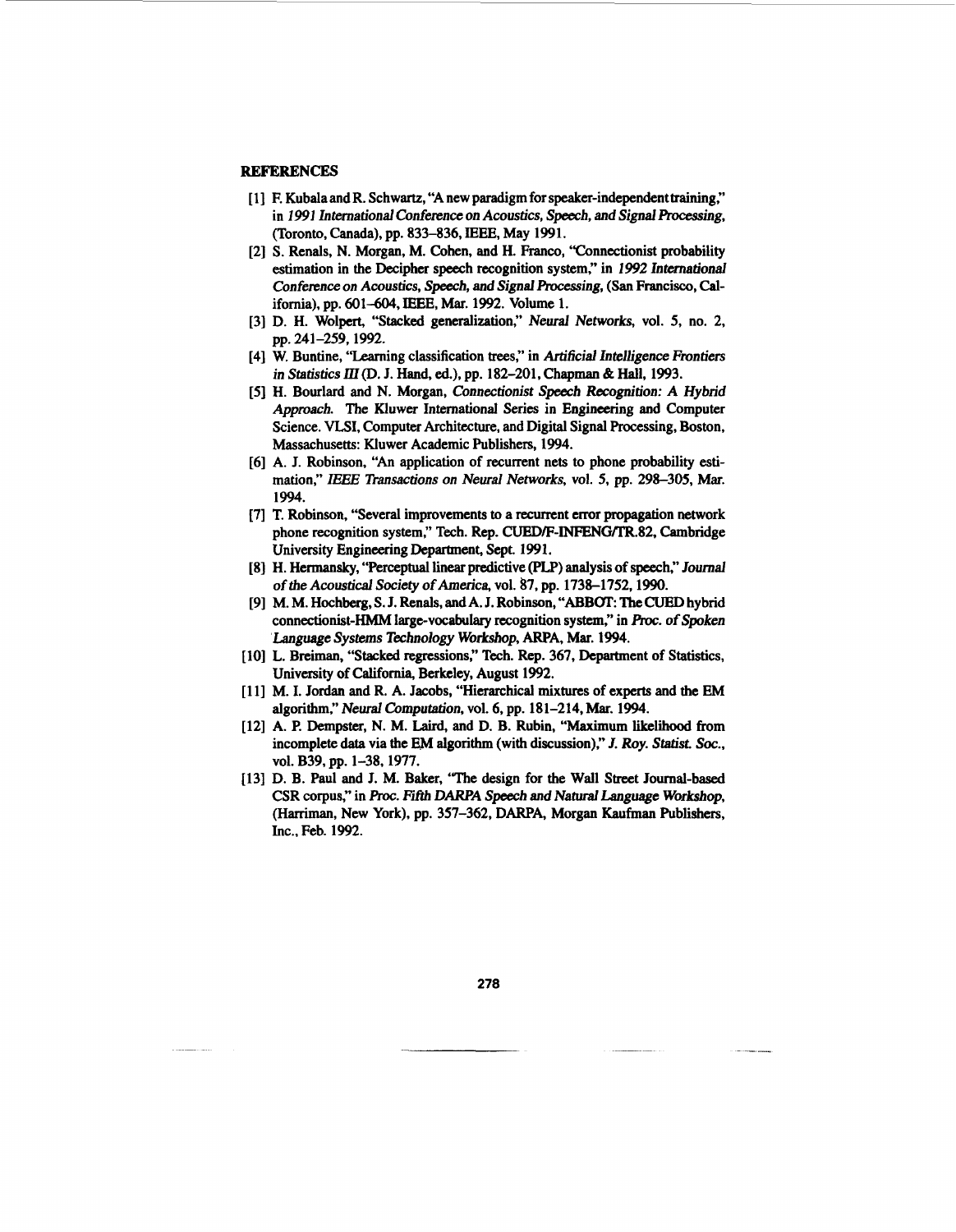## REFERENCES

[1] F. Kubala and R. Schwartz, "A new paradigm for speaker-independent training," in *1991 International Conference on Acoustics, Speech, and Signal Processing*, (Toronto, Canada), pp. 833–836, IEEE, May 1991.

[2] S. Renals, N. Morgan, M. Cohen, and H. Franco, "Connectionist probability estimation in the Decipher speech recognition system," in *1992 International Conference on Acoustics, Speech, and Signal Processing*, (San Francisco, California), pp. 601–604, IEEE, Mar. 1992. Volume 1.

[3] D. H. Wolpert, "Stacked generalization," *Neural Networks*, vol. 5, no. 2, pp. 241–259, 1992.

[4] W. Buntine, "Learning classification trees," in *Artificial Intelligence Frontiers in Statistics III* (D. J. Hand, ed.), pp. 182–201, Chapman & Hall, 1993.

[5] H. Bourlard and N. Morgan, *Connectionist Speech Recognition: A Hybrid Approach*. The Kluwer International Series in Engineering and Computer Science. VLSI, Computer Architecture, and Digital Signal Processing, Boston, Massachusetts: Kluwer Academic Publishers, 1994.

[6] A. J. Robinson, "An application of recurrent nets to phone probability estimation," *IEEE Transactions on Neural Networks*, vol. 5, pp. 298–305, Mar. 1994.

[7] T. Robinson, "Several improvements to a recurrent error propagation network phone recognition system," Tech. Rep. CUED/F-INFENG/TR.82, Cambridge University Engineering Department, Sept. 1991.

[8] H. Hermansky, "Perceptual linear predictive (PLP) analysis of speech," *Journal of the Acoustical Society of America*, vol. 87, pp. 1738–1752, 1990.

[9] M. M. Hochberg, S. J. Renals, and A. J. Robinson, "ABBOT: The CUED hybrid connectionist-HMM large-vocabulary recognition system," in *Proc. of Spoken Language Systems Technology Workshop*, ARPA, Mar. 1994.

[10] L. Breiman, "Stacked regressions," Tech. Rep. 367, Department of Statistics, University of California, Berkeley, August 1992.

[11] M. I. Jordan and R. A. Jacobs, "Hierarchical mixtures of experts and the EM algorithm," *Neural Computation*, vol. 6, pp. 181–214, Mar. 1994.

[12] A. P. Dempster, N. M. Laird, and D. B. Rubin, "Maximum likelihood from incomplete data via the EM algorithm (with discussion)," *J. Roy. Statist. Soc.*, vol. B39, pp. 1–38, 1977.

[13] D. B. Paul and J. M. Baker, "The design for the Wall Street Journal-based CSR corpus," in *Proc. Fifth DARPA Speech and Natural Language Workshop*, (Harriman, New York), pp. 357–362, DARPA, Morgan Kaufman Publishers, Inc., Feb. 1992.